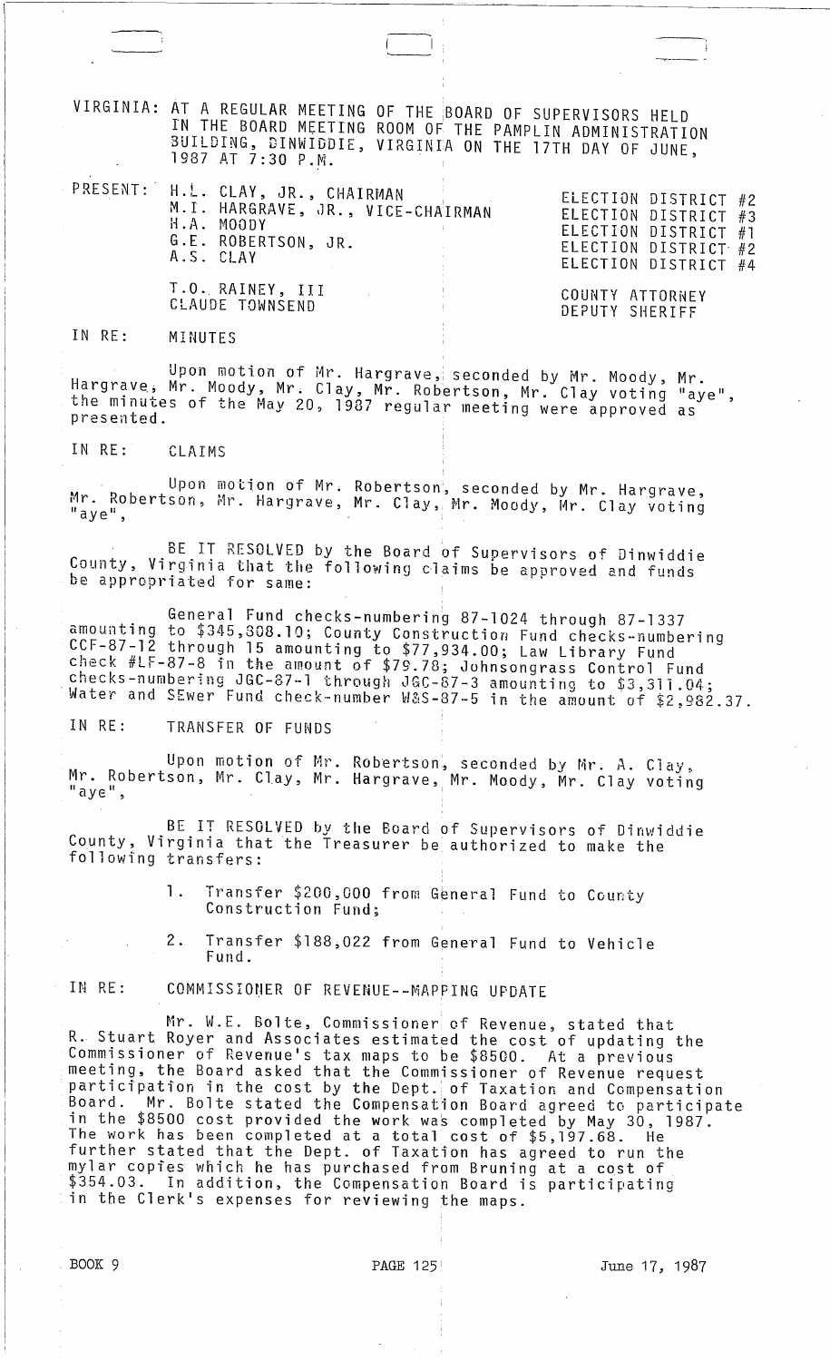VIRGINIA: AT A REGULAR MEETING OF THE BOARD OF SUPERVISORS HELD IN THE BOARD MEETING ROOM OF THE PAMPLIN ADMINISTRATION BUILDING, DINWIDDIE, VIRGINIA ON THE 17TH DAY OF JUNE, 1987 AT 7:30 P.M.

| PRESENT: | | |
|---|---|---|
| | H.L. CLAY, JR., CHAIRMAN | ELECTION DISTRICT #2 |
| | M.I. HARGRAVE, JR., VICE-CHAIRMAN | ELECTION DISTRICT #3 |
| | H.A. MOODY | ELECTION DISTRICT #1 |
| | G.E. ROBERTSON, JR. | ELECTION DISTRICT #2 |
| | A.S. CLAY | ELECTION DISTRICT #4 |
| | T.O. RAINEY, III | COUNTY ATTORNEY |
| | CLAUDE TOWNSEND | DEPUTY SHERIFF |

IN RE: MINUTES

Upon motion of Mr. Hargrave, seconded by Mr. Moody, Mr. Hargrave, Mr. Moody, Mr. Clay, Mr. Robertson, Mr. Clay voting "aye", the minutes of the May 20, 1987 regular meeting were approved as presented.

IN RE: CLAIMS

Upon motion of Mr. Robertson, seconded by Mr. Hargrave, Mr. Robertson, Mr. Hargrave, Mr. Clay, Mr. Moody, Mr. Clay voting "aye",

BE IT RESOLVED by the Board of Supervisors of Dinwiddie County, Virginia that the following claims be approved and funds be appropriated for same:

General Fund checks-numbering 87-1024 through 87-1337 amounting to $345,308.10; County Construction Fund checks-numbering CCF-87-12 through 15 amounting to $77,934.00; Law Library Fund check #LF-87-8 in the amount of $79.78; Johnsongrass Control Fund checks-numbering JGC-87-1 through JGC-87-3 amounting to $3,311.04; Water and SEwer Fund check-number W&S-87-5 in the amount of $2,982.37.

IN RE: TRANSFER OF FUNDS

Upon motion of Mr. Robertson, seconded by Mr. A. Clay, Mr. Robertson, Mr. Clay, Mr. Hargrave, Mr. Moody, Mr. Clay voting "aye",

BE IT RESOLVED by the Board of Supervisors of Dinwiddie County, Virginia that the Treasurer be authorized to make the following transfers:

1. Transfer $200,000 from General Fund to County Construction Fund;
2. Transfer $188,022 from General Fund to Vehicle Fund.

IN RE: COMMISSIONER OF REVENUE--MAPPING UPDATE

Mr. W.E. Bolte, Commissioner of Revenue, stated that R. Stuart Royer and Associates estimated the cost of updating the Commissioner of Revenue's tax maps to be $8500. At a previous meeting, the Board asked that the Commissioner of Revenue request participation in the cost by the Dept. of Taxation and Compensation Board. Mr. Bolte stated the Compensation Board agreed to participate in the $8500 cost provided the work was completed by May 30, 1987. The work has been completed at a total cost of $5,197.68. He further stated that the Dept. of Taxation has agreed to run the mylar copies which he has purchased from Bruning at a cost of $354.03. In addition, the Compensation Board is participating in the Clerk's expenses for reviewing the maps.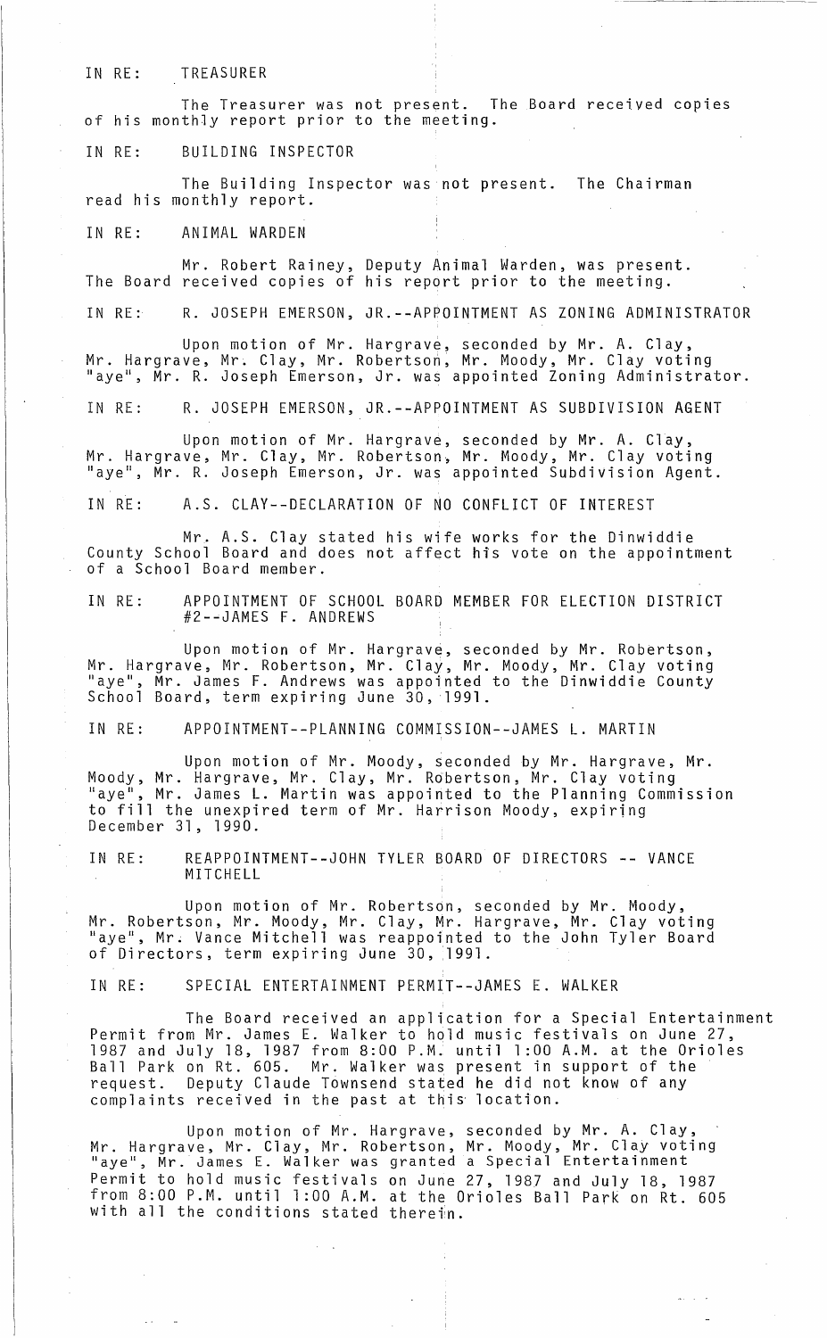IN RE: TREASURER

The Treasurer was not present. The Board received copies of his monthly report prior to the meeting.

IN RE: BUILDING INSPECTOR

The Building Inspector was not present. The Chairman read his monthly report.

IN RE: ANIMAL WARDEN

Mr. Robert Rainey, Deputy Animal Warden, was present. The Board received copies of his report prior to the meeting.

IN RE: R. JOSEPH EMERSON, JR.--APPOINTMENT AS ZONING ADMINISTRATOR

Upon motion of Mr. Hargrave, seconded by Mr. A. Clay, Mr. Hargrave, Mr. Clay, Mr. Robertson, Mr. Moody, Mr. Clay voting "aye", Mr. R. Joseph Emerson, Jr. was appointed Zoning Administrator.

IN RE: R. JOSEPH EMERSON, JR.--APPOINTMENT AS SUBDIVISION AGENT

Upon motion of Mr. Hargrave, seconded by Mr. A. Clay, Mr. Hargrave, Mr. Clay, Mr. Robertson, Mr. Moody, Mr. Clay voting "aye", Mr. R. Joseph Emerson, Jr. was appointed Subdivision Agent.

IN RE: A.S. CLAY--DECLARATION OF NO CONFLICT OF INTEREST

Mr. A.S. Clay stated his wife works for the Dinwiddie County School Board and does not affect his vote on the appointment of a School Board member.

IN RE: APPOINTMENT OF SCHOOL BOARD MEMBER FOR ELECTION DISTRICT #2--JAMES F. ANDREWS

Upon motion of Mr. Hargrave, seconded by Mr. Robertson, Mr. Hargrave, Mr. Robertson, Mr. Clay, Mr. Moody, Mr. Clay voting "aye", Mr. James F. Andrews was appointed to the Dinwiddie County School Board, term expiring June 30, 1991.

IN RE: APPOINTMENT--PLANNING COMMISSION--JAMES L. MARTIN

Upon motion of Mr. Moody, seconded by Mr. Hargrave, Mr. Moody, Mr. Hargrave, Mr. Clay, Mr. Robertson, Mr. Clay voting "aye", Mr. James L. Martin was appointed to the Planning Commission to fill the unexpired term of Mr. Harrison Moody, expiring December 31, 1990.

IN RE: REAPPOINTMENT--JOHN TYLER BOARD OF DIRECTORS -- VANCE MITCHELL

Upon motion of Mr. Robertson, seconded by Mr. Moody, Mr. Robertson, Mr. Moody, Mr. Clay, Mr. Hargrave, Mr. Clay voting "aye", Mr. Vance Mitchell was reappointed to the John Tyler Board of Directors, term expiring June 30, 1991.

IN RE: SPECIAL ENTERTAINMENT PERMIT--JAMES E. WALKER

The Board received an application for a Special Entertainment Permit from Mr. James E. Walker to hold music festivals on June 27, 1987 and July 18, 1987 from 8:00 P.M. until 1:00 A.M. at the Orioles Ball Park on Rt. 605. Mr. Walker was present in support of the request. Deputy Claude Townsend stated he did not know of any complaints received in the past at this location.

Upon motion of Mr. Hargrave, seconded by Mr. A. Clay, Mr. Hargrave, Mr. Clay, Mr. Robertson, Mr. Moody, Mr. Clay voting "aye", Mr. James E. Walker was granted a Special Entertainment Permit to hold music festivals on June 27, 1987 and July 18, 1987 from 8:00 P.M. until 1:00 A.M. at the Orioles Ball Park on Rt. 605 with all the conditions stated therein.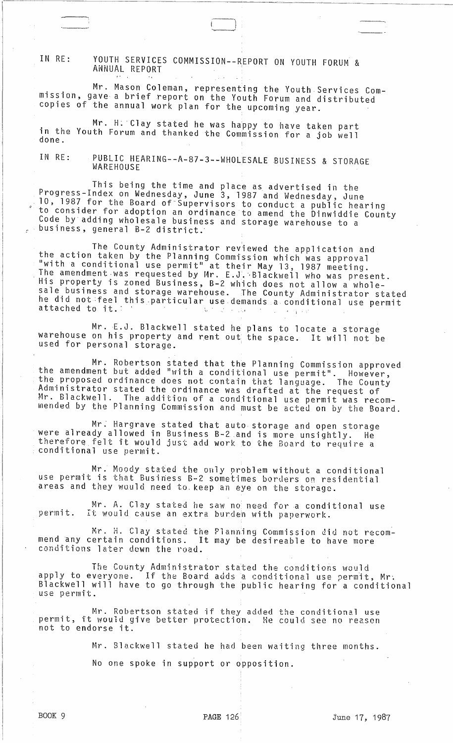IN RE: YOUTH SERVICES COMMISSION--REPORT ON YOUTH FORUM & ANNUAL REPORT

Mr. Mason Coleman, representing the Youth Services Commission, gave a brief report on the Youth Forum and distributed copies of the annual work plan for the upcoming year.

Mr. H. Clay stated he was happy to have taken part in the Youth Forum and thanked the Commission for a job well done.

IN RE: PUBLIC HEARING--A-87-3--WHOLESALE BUSINESS & STORAGE WAREHOUSE

This being the time and place as advertised in the Progress-Index on Wednesday, June 3, 1987 and Wednesday, June 10, 1987 for the Board of Supervisors to conduct a public hearing to consider for adoption an ordinance to amend the Dinwiddie County Code by adding wholesale business and storage warehouse to a business, general B-2 district.

The County Administrator reviewed the application and the action taken by the Planning Commission which was approval "with a conditional use permit" at their May 13, 1987 meeting. The amendment was requested by Mr. E.J. Blackwell who was present. His property is zoned Business, B-2 which does not allow a wholesale business and storage warehouse. The County Administrator stated he did not feel this particular use demands a conditional use permit attached to it.

Mr. E.J. Blackwell stated he plans to locate a storage warehouse on his property and rent out the space. It will not be used for personal storage.

Mr. Robertson stated that the Planning Commission approved the amendment but added "with a conditional use permit". However, the proposed ordinance does not contain that language. The County Administrator stated the ordinance was drafted at the request of Mr. Blackwell. The addition of a conditional use permit was recommended by the Planning Commission and must be acted on by the Board.

Mr. Hargrave stated that auto storage and open storage were already allowed in Business B-2 and is more unsightly. He therefore felt it would just add work to the Board to require a conditional use permit.

Mr. Moody stated the only problem without a conditional use permit is that Business B-2 sometimes borders on residential areas and they would need to keep an eye on the storage.

Mr. A. Clay stated he saw no need for a conditional use permit. It would cause an extra burden with paperwork.

Mr. H. Clay stated the Planning Commission did not recommend any certain conditions. It may be desireable to have more conditions later down the road.

The County Administrator stated the conditions would apply to everyone. If the Board adds a conditional use permit, Mr. Blackwell will have to go through the public hearing for a conditional use permit.

Mr. Robertson stated if they added the conditional use permit, it would give better protection. He could see no reason not to endorse it.

Mr. Blackwell stated he had been waiting three months.

No one spoke in support or opposition.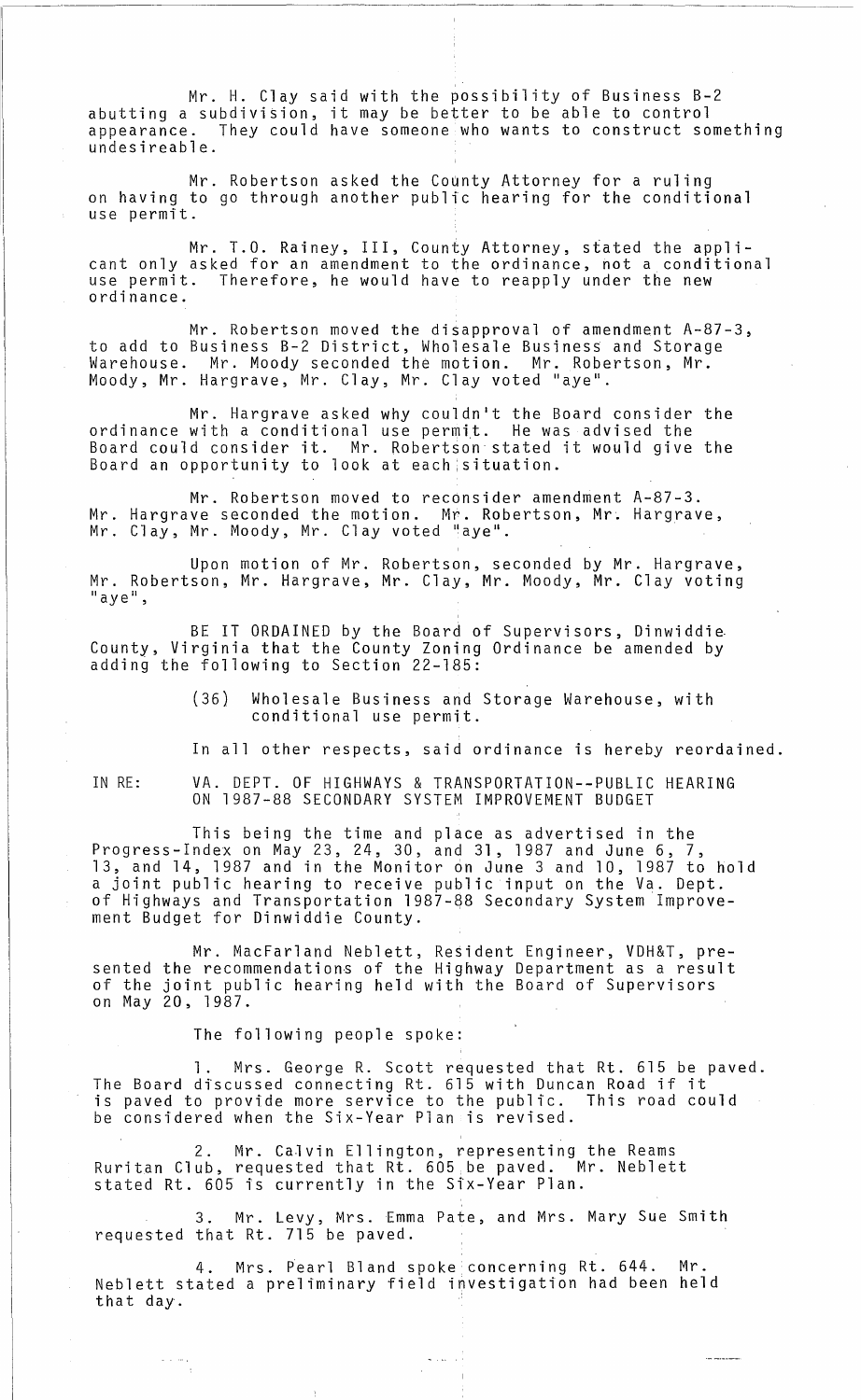Mr. H. Clay said with the possibility of Business B-2 abutting a subdivision, it may be better to be able to control appearance. They could have someone who wants to construct something undesireable.

Mr. Robertson asked the County Attorney for a ruling on having to go through another public hearing for the conditional use permit.

Mr. T.O. Rainey, III, County Attorney, stated the applicant only asked for an amendment to the ordinance, not a conditional use permit. Therefore, he would have to reapply under the new ordinance.

Mr. Robertson moved the disapproval of amendment A-87-3, to add to Business B-2 District, Wholesale Business and Storage Warehouse. Mr. Moody seconded the motion. Mr. Robertson, Mr. Moody, Mr. Hargrave, Mr. Clay, Mr. Clay voted "aye".

Mr. Hargrave asked why couldn't the Board consider the ordinance with a conditional use permit. He was advised the Board could consider it. Mr. Robertson stated it would give the Board an opportunity to look at each situation.

Mr. Robertson moved to reconsider amendment A-87-3. Mr. Hargrave seconded the motion. Mr. Robertson, Mr. Hargrave, Mr. Clay, Mr. Moody, Mr. Clay voted "aye".

Upon motion of Mr. Robertson, seconded by Mr. Hargrave, Mr. Robertson, Mr. Hargrave, Mr. Clay, Mr. Moody, Mr. Clay voting "aye",

BE IT ORDAINED by the Board of Supervisors, Dinwiddie County, Virginia that the County Zoning Ordinance be amended by adding the following to Section 22-185:

> (36) Wholesale Business and Storage Warehouse, with conditional use permit.

In all other respects, said ordinance is hereby reordained.

IN RE: VA. DEPT. OF HIGHWAYS & TRANSPORTATION--PUBLIC HEARING ON 1987-88 SECONDARY SYSTEM IMPROVEMENT BUDGET

This being the time and place as advertised in the Progress-Index on May 23, 24, 30, and 31, 1987 and June 6, 7, 13, and 14, 1987 and in the Monitor on June 3 and 10, 1987 to hold a joint public hearing to receive public input on the Va. Dept. of Highways and Transportation 1987-88 Secondary System Improvement Budget for Dinwiddie County.

Mr. MacFarland Neblett, Resident Engineer, VDH&T, presented the recommendations of the Highway Department as a result of the joint public hearing held with the Board of Supervisors on May 20, 1987.

The following people spoke:

1. Mrs. George R. Scott requested that Rt. 615 be paved. The Board discussed connecting Rt. 615 with Duncan Road if it is paved to provide more service to the public. This road could be considered when the Six-Year Plan is revised.

2. Mr. Calvin Ellington, representing the Reams Ruritan Club, requested that Rt. 605 be paved. Mr. Neblett stated Rt. 605 is currently in the Six-Year Plan.

3. Mr. Levy, Mrs. Emma Pate, and Mrs. Mary Sue Smith requested that Rt. 715 be paved.

4. Mrs. Pearl Bland spoke concerning Rt. 644. Mr. Neblett stated a preliminary field investigation had been held that day.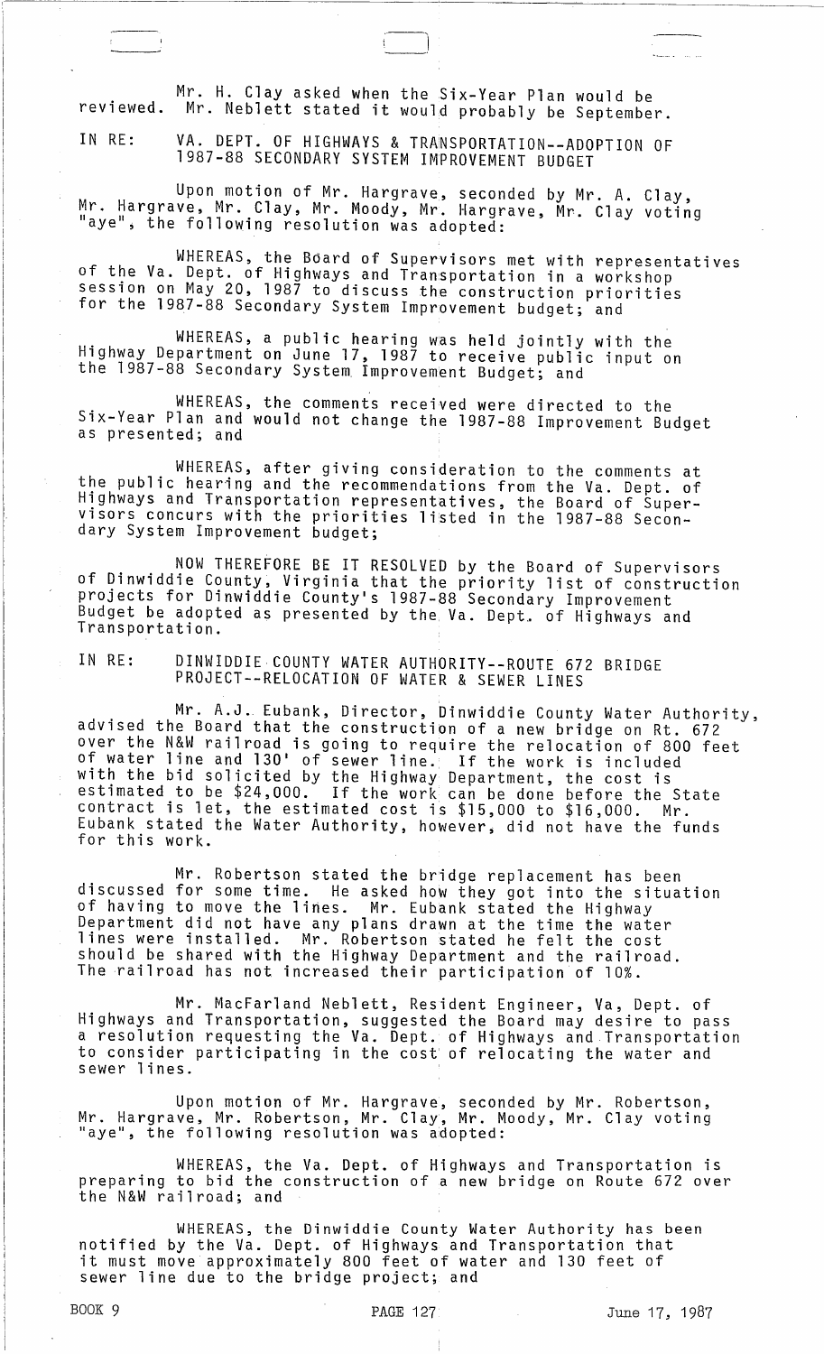Mr. H. Clay asked when the Six-Year Plan would be reviewed. Mr. Neblett stated it would probably be September.

IN RE: VA. DEPT. OF HIGHWAYS & TRANSPORTATION--ADOPTION OF 1987-88 SECONDARY SYSTEM IMPROVEMENT BUDGET

Upon motion of Mr. Hargrave, seconded by Mr. A. Clay, Mr. Hargrave, Mr. Clay, Mr. Moody, Mr. Hargrave, Mr. Clay voting "aye", the following resolution was adopted:

WHEREAS, the Board of Supervisors met with representatives of the Va. Dept. of Highways and Transportation in a workshop session on May 20, 1987 to discuss the construction priorities for the 1987-88 Secondary System Improvement budget; and

WHEREAS, a public hearing was held jointly with the Highway Department on June 17, 1987 to receive public input on the 1987-88 Secondary System Improvement Budget; and

WHEREAS, the comments received were directed to the Six-Year Plan and would not change the 1987-88 Improvement Budget as presented; and

WHEREAS, after giving consideration to the comments at the public hearing and the recommendations from the Va. Dept. of Highways and Transportation representatives, the Board of Supervisors concurs with the priorities listed in the 1987-88 Secondary System Improvement budget;

NOW THEREFORE BE IT RESOLVED by the Board of Supervisors of Dinwiddie County, Virginia that the priority list of construction projects for Dinwiddie County's 1987-88 Secondary Improvement Budget be adopted as presented by the Va. Dept. of Highways and Transportation.

IN RE: DINWIDDIE COUNTY WATER AUTHORITY--ROUTE 672 BRIDGE PROJECT--RELOCATION OF WATER & SEWER LINES

Mr. A.J. Eubank, Director, Dinwiddie County Water Authority, advised the Board that the construction of a new bridge on Rt. 672 over the N&W railroad is going to require the relocation of 800 feet of water line and 130' of sewer line. If the work is included with the bid solicited by the Highway Department, the cost is estimated to be $24,000. If the work can be done before the State contract is let, the estimated cost is $15,000 to $16,000. Mr. Eubank stated the Water Authority, however, did not have the funds for this work.

Mr. Robertson stated the bridge replacement has been discussed for some time. He asked how they got into the situation of having to move the lines. Mr. Eubank stated the Highway Department did not have any plans drawn at the time the water lines were installed. Mr. Robertson stated he felt the cost should be shared with the Highway Department and the railroad. The railroad has not increased their participation of 10%.

Mr. MacFarland Neblett, Resident Engineer, Va, Dept. of Highways and Transportation, suggested the Board may desire to pass a resolution requesting the Va. Dept. of Highways and Transportation to consider participating in the cost of relocating the water and sewer lines.

Upon motion of Mr. Hargrave, seconded by Mr. Robertson, Mr. Hargrave, Mr. Robertson, Mr. Clay, Mr. Moody, Mr. Clay voting "aye", the following resolution was adopted:

WHEREAS, the Va. Dept. of Highways and Transportation is preparing to bid the construction of a new bridge on Route 672 over the N&W railroad; and

WHEREAS, the Dinwiddie County Water Authority has been notified by the Va. Dept. of Highways and Transportation that it must move approximately 800 feet of water and 130 feet of sewer line due to the bridge project; and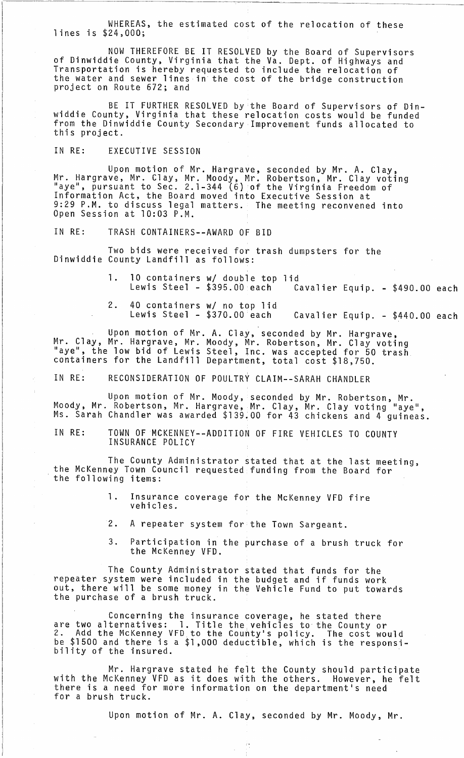WHEREAS, the estimated cost of the relocation of these lines is $24,000;

NOW THEREFORE BE IT RESOLVED by the Board of Supervisors of Dinwiddie County, Virginia that the Va. Dept. of Highways and Transportation is hereby requested to include the relocation of the water and sewer lines in the cost of the bridge construction project on Route 672; and

BE IT FURTHER RESOLVED by the Board of Supervisors of Dinwiddie County, Virginia that these relocation costs would be funded from the Dinwiddie County Secondary Improvement funds allocated to this project.

IN RE: EXECUTIVE SESSION

Upon motion of Mr. Hargrave, seconded by Mr. A. Clay, Mr. Hargrave, Mr. Clay, Mr. Moody, Mr. Robertson, Mr. Clay voting "aye", pursuant to Sec. 2.1-344 (6) of the Virginia Freedom of Information Act, the Board moved into Executive Session at 9:29 P.M. to discuss legal matters. The meeting reconvened into Open Session at 10:03 P.M.

IN RE: TRASH CONTAINERS--AWARD OF BID

Two bids were received for trash dumpsters for the Dinwiddie County Landfill as follows:

1. 10 containers w/ double top lid
   Lewis Steel - $395.00 each    Cavalier Equip. - $490.00 each

2. 40 containers w/ no top lid
   Lewis Steel - $370.00 each    Cavalier Equip. - $440.00 each

Upon motion of Mr. A. Clay, seconded by Mr. Hargrave, Mr. Clay, Mr. Hargrave, Mr. Moody, Mr. Robertson, Mr. Clay voting "aye", the low bid of Lewis Steel, Inc. was accepted for 50 trash containers for the Landfill Department, total cost $18,750.

IN RE: RECONSIDERATION OF POULTRY CLAIM--SARAH CHANDLER

Upon motion of Mr. Moody, seconded by Mr. Robertson, Mr. Moody, Mr. Robertson, Mr. Hargrave, Mr. Clay, Mr. Clay voting "aye", Ms. Sarah Chandler was awarded $139.00 for 43 chickens and 4 guineas.

IN RE: TOWN OF MCKENNEY--ADDITION OF FIRE VEHICLES TO COUNTY INSURANCE POLICY

The County Administrator stated that at the last meeting, the McKenney Town Council requested funding from the Board for the following items:

1. Insurance coverage for the McKenney VFD fire vehicles.

2. A repeater system for the Town Sargeant.

3. Participation in the purchase of a brush truck for the McKenney VFD.

The County Administrator stated that funds for the repeater system were included in the budget and if funds work out, there will be some money in the Vehicle Fund to put towards the purchase of a brush truck.

Concerning the insurance coverage, he stated there are two alternatives: 1. Title the vehicles to the County or 2. Add the McKenney VFD to the County's policy. The cost would be $1500 and there is a $1,000 deductible, which is the responsibility of the insured.

Mr. Hargrave stated he felt the County should participate with the McKenney VFD as it does with the others. However, he felt there is a need for more information on the department's need for a brush truck.

Upon motion of Mr. A. Clay, seconded by Mr. Moody, Mr.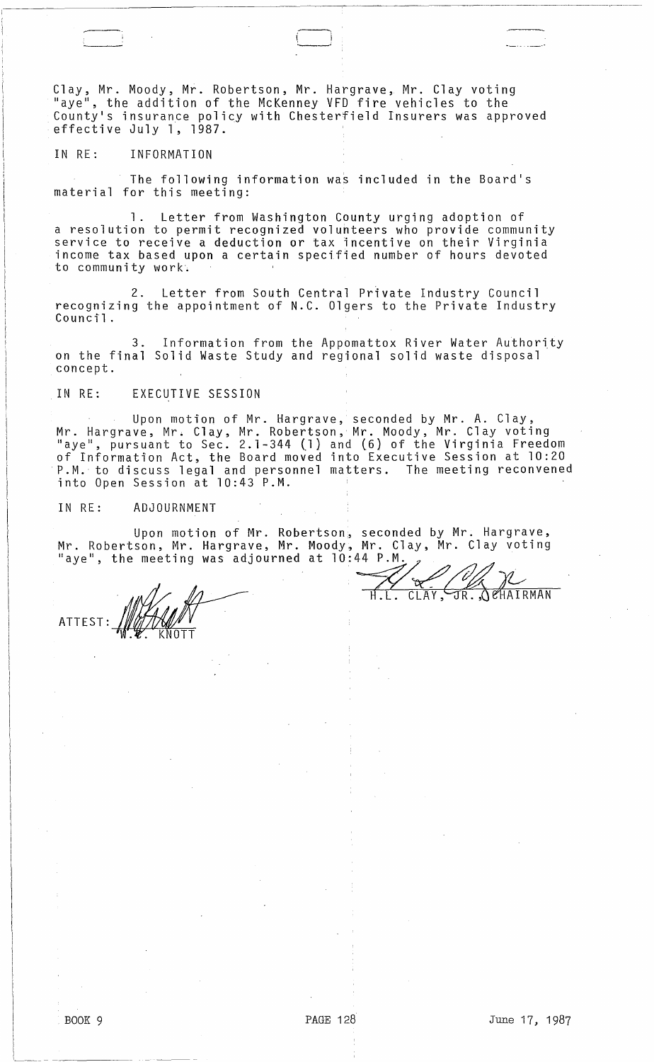Clay, Mr. Moody, Mr. Robertson, Mr. Hargrave, Mr. Clay voting "aye", the addition of the McKenney VFD fire vehicles to the County's insurance policy with Chesterfield Insurers was approved effective July 1, 1987.

IN RE: INFORMATION

The following information was included in the Board's material for this meeting:

1. Letter from Washington County urging adoption of a resolution to permit recognized volunteers who provide community service to receive a deduction or tax incentive on their Virginia income tax based upon a certain specified number of hours devoted to community work.

2. Letter from South Central Private Industry Council recognizing the appointment of N.C. Olgers to the Private Industry Council.

3. Information from the Appomattox River Water Authority on the final Solid Waste Study and regional solid waste disposal concept.

IN RE: EXECUTIVE SESSION

Upon motion of Mr. Hargrave, seconded by Mr. A. Clay, Mr. Hargrave, Mr. Clay, Mr. Robertson, Mr. Moody, Mr. Clay voting "aye", pursuant to Sec. 2.1-344 (1) and (6) of the Virginia Freedom of Information Act, the Board moved into Executive Session at 10:20 P.M. to discuss legal and personnel matters. The meeting reconvened into Open Session at 10:43 P.M.

IN RE: ADJOURNMENT

Upon motion of Mr. Robertson, seconded by Mr. Hargrave, Mr. Robertson, Mr. Hargrave, Mr. Moody, Mr. Clay, Mr. Clay voting "aye", the meeting was adjourned at 10:44 P.M.

H.L. CLAY, JR., CHAIRMAN

ATTEST: W.E. KNOTT

BOOK 9 PAGE 128 June 17, 1987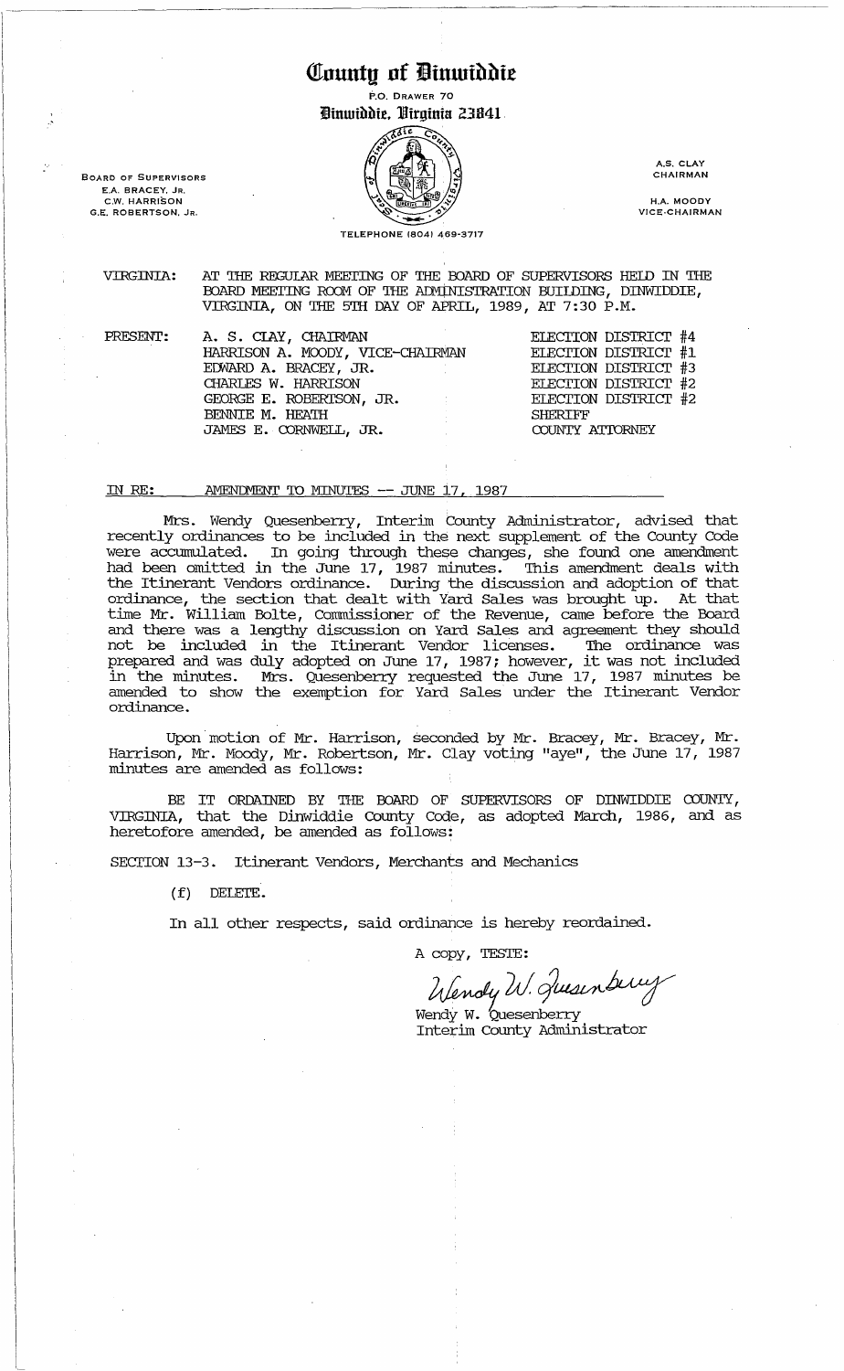# County of Dinwiddie

P.O. DRAWER 70

Dinwiddie, Virginia 23841

BOARD OF SUPERVISORS
E.A. BRACEY, JR.
C.W. HARRISON
G.E. ROBERTSON, JR.

A.S. CLAY
CHAIRMAN

H.A. MOODY
VICE-CHAIRMAN

TELEPHONE (804) 469-3717

VIRGINIA: AT THE REGULAR MEETING OF THE BOARD OF SUPERVISORS HELD IN THE BOARD MEETING ROOM OF THE ADMINISTRATION BUILDING, DINWIDDIE, VIRGINIA, ON THE 5TH DAY OF APRIL, 1989, AT 7:30 P.M.

| | | |
|---|---|---|
| PRESENT: | A. S. CLAY, CHAIRMAN | ELECTION DISTRICT #4 |
| | HARRISON A. MOODY, VICE-CHAIRMAN | ELECTION DISTRICT #1 |
| | EDWARD A. BRACEY, JR. | ELECTION DISTRICT #3 |
| | CHARLES W. HARRISON | ELECTION DISTRICT #2 |
| | GEORGE E. ROBERTSON, JR. | ELECTION DISTRICT #2 |
| | BENNIE M. HEATH | SHERIFF |
| | JAMES E. CORNWELL, JR. | COUNTY ATTORNEY |

IN RE: AMENDMENT TO MINUTES -- JUNE 17, 1987

Mrs. Wendy Quesenberry, Interim County Administrator, advised that recently ordinances to be included in the next supplement of the County Code were accumulated. In going through these changes, she found one amendment had been omitted in the June 17, 1987 minutes. This amendment deals with the Itinerant Vendors ordinance. During the discussion and adoption of that ordinance, the section that dealt with Yard Sales was brought up. At that time Mr. William Bolte, Commissioner of the Revenue, came before the Board and there was a lengthy discussion on Yard Sales and agreement they should not be included in the Itinerant Vendor licenses. The ordinance was prepared and was duly adopted on June 17, 1987; however, it was not included in the minutes. Mrs. Quesenberry requested the June 17, 1987 minutes be amended to show the exemption for Yard Sales under the Itinerant Vendor ordinance.

Upon motion of Mr. Harrison, seconded by Mr. Bracey, Mr. Bracey, Mr. Harrison, Mr. Moody, Mr. Robertson, Mr. Clay voting "aye", the June 17, 1987 minutes are amended as follows:

BE IT ORDAINED BY THE BOARD OF SUPERVISORS OF DINWIDDIE COUNTY, VIRGINIA, that the Dinwiddie County Code, as adopted March, 1986, and as heretofore amended, be amended as follows:

SECTION 13-3. Itinerant Vendors, Merchants and Mechanics

(f) DELETE.

In all other respects, said ordinance is hereby reordained.

A copy, TESTE:

Wendy W. Quesenberry

Wendy W. Quesenberry
Interim County Administrator